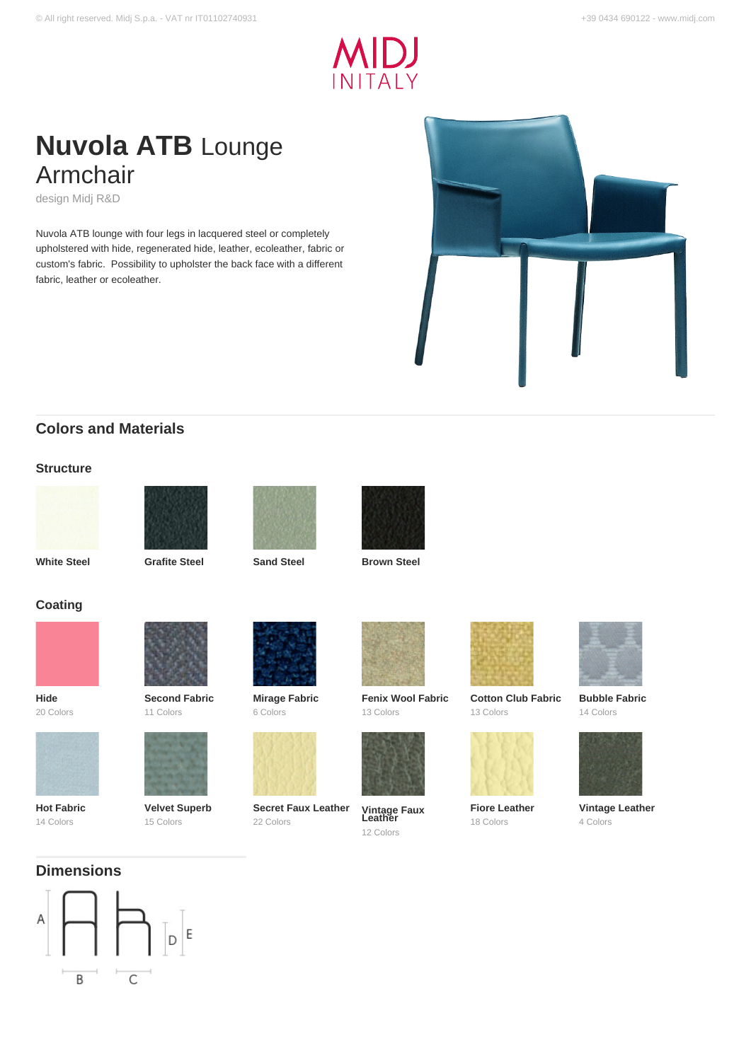# **Nuvola ATB** Lounge Armchair

design Midj R&D

Nuvola ATB lounge with four legs in lacquered steel or completely upholstered with hide, regenerated hide, leather, ecoleather, fabric or custom's fabric. Possibility to upholster the back face with a different fabric, leather or ecoleather.

## Colors and Materials

### Structure

**White Steel**

**Grafite Steel**

**Sand Steel**

**Brown Steel**

### Coating

**Hide**
20 Colors

**Second Fabric**
11 Colors

**Mirage Fabric**
6 Colors

**Fenix Wool Fabric**
13 Colors

**Cotton Club Fabric**
13 Colors

**Bubble Fabric**
14 Colors

**Hot Fabric**
14 Colors

**Velvet Superb**
15 Colors

**Secret Faux Leather**
22 Colors

**Vintage Faux Leather**
12 Colors

**Fiore Leather**
18 Colors

**Vintage Leather**
4 Colors

## Dimensions

A B C D E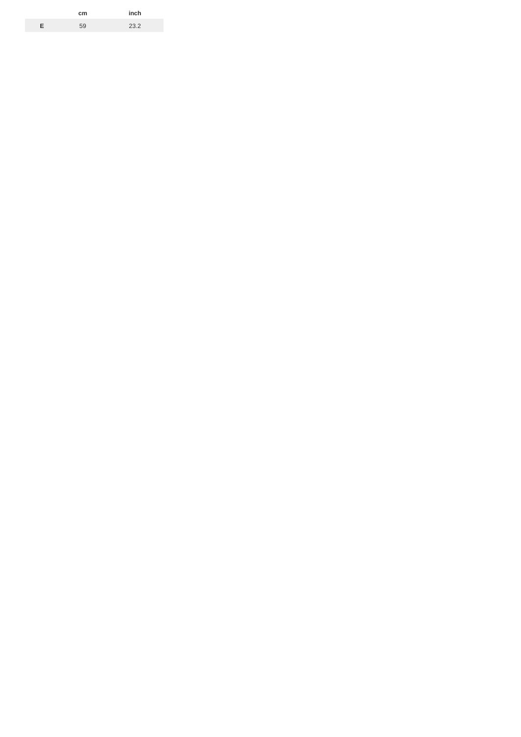| | cm | inch |
|---|---|---|
| **E** | 59 | 23.2 |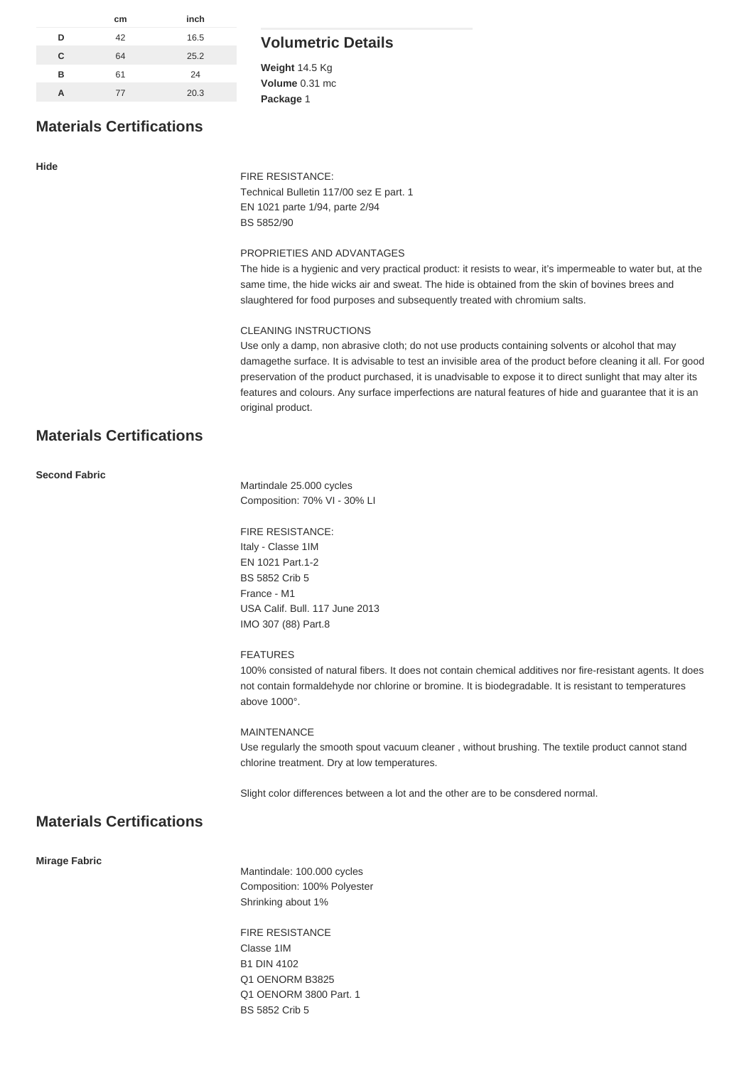| | cm | inch |
|---|---|---|
| D | 42 | 16.5 |
| C | 64 | 25.2 |
| B | 61 | 24 |
| A | 77 | 20.3 |

## Volumetric Details

**Weight** 14.5 Kg
**Volume** 0.31 mc
**Package** 1

## Materials Certifications

**Hide**

FIRE RESISTANCE:
Technical Bulletin 117/00 sez E part. 1
EN 1021 parte 1/94, parte 2/94
BS 5852/90

PROPRIETIES AND ADVANTAGES
The hide is a hygienic and very practical product: it resists to wear, it's impermeable to water but, at the same time, the hide wicks air and sweat. The hide is obtained from the skin of bovines brees and slaughtered for food purposes and subsequently treated with chromium salts.

CLEANING INSTRUCTIONS
Use only a damp, non abrasive cloth; do not use products containing solvents or alcohol that may damagethe surface. It is advisable to test an invisible area of the product before cleaning it all. For good preservation of the product purchased, it is unadvisable to expose it to direct sunlight that may alter its features and colours. Any surface imperfections are natural features of hide and guarantee that it is an original product.

## Materials Certifications

**Second Fabric**

Martindale 25.000 cycles
Composition: 70% VI - 30% LI

FIRE RESISTANCE:
Italy - Classe 1IM
EN 1021 Part.1-2
BS 5852 Crib 5
France - M1
USA Calif. Bull. 117 June 2013
IMO 307 (88) Part.8

FEATURES
100% consisted of natural fibers. It does not contain chemical additives nor fire-resistant agents. It does not contain formaldehyde nor chlorine or bromine. It is biodegradable. It is resistant to temperatures above 1000°.

MAINTENANCE
Use regularly the smooth spout vacuum cleaner , without brushing. The textile product cannot stand chlorine treatment. Dry at low temperatures.

Slight color differences between a lot and the other are to be consdered normal.

## Materials Certifications

**Mirage Fabric**

Mantindale: 100.000 cycles
Composition: 100% Polyester
Shrinking about 1%

FIRE RESISTANCE
Classe 1IM
B1 DIN 4102
Q1 OENORM B3825
Q1 OENORM 3800 Part. 1
BS 5852 Crib 5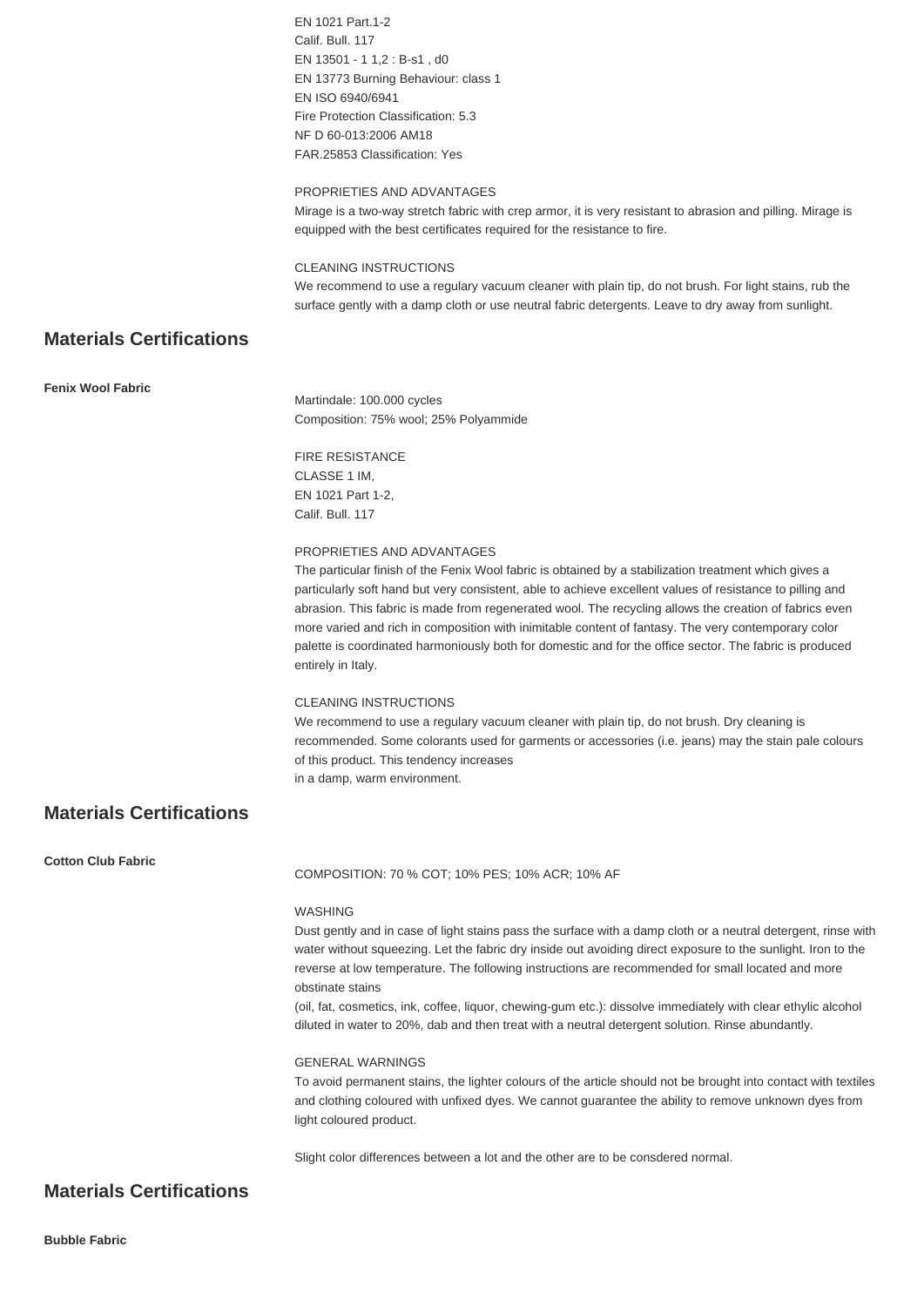EN 1021 Part.1-2
Calif. Bull. 117
EN 13501 - 1 1,2 : B-s1 , d0
EN 13773 Burning Behaviour: class 1
EN ISO 6940/6941
Fire Protection Classification: 5.3
NF D 60-013:2006 AM18
FAR.25853 Classification: Yes

PROPRIETIES AND ADVANTAGES
Mirage is a two-way stretch fabric with crep armor, it is very resistant to abrasion and pilling. Mirage is equipped with the best certificates required for the resistance to fire.

CLEANING INSTRUCTIONS
We recommend to use a regulary vacuum cleaner with plain tip, do not brush. For light stains, rub the surface gently with a damp cloth or use neutral fabric detergents. Leave to dry away from sunlight.

## Materials Certifications

**Fenix Wool Fabric**

Martindale: 100.000 cycles
Composition: 75% wool; 25% Polyammide

FIRE RESISTANCE
CLASSE 1 IM,
EN 1021 Part 1-2,
Calif. Bull. 117

PROPRIETIES AND ADVANTAGES
The particular finish of the Fenix Wool fabric is obtained by a stabilization treatment which gives a particularly soft hand but very consistent, able to achieve excellent values of resistance to pilling and abrasion. This fabric is made from regenerated wool. The recycling allows the creation of fabrics even more varied and rich in composition with inimitable content of fantasy. The very contemporary color palette is coordinated harmoniously both for domestic and for the office sector. The fabric is produced entirely in Italy.

CLEANING INSTRUCTIONS
We recommend to use a regulary vacuum cleaner with plain tip, do not brush. Dry cleaning is recommended. Some colorants used for garments or accessories (i.e. jeans) may the stain pale colours of this product. This tendency increases
in a damp, warm environment.

## Materials Certifications

**Cotton Club Fabric**

COMPOSITION: 70 % COT; 10% PES; 10% ACR; 10% AF

WASHING
Dust gently and in case of light stains pass the surface with a damp cloth or a neutral detergent, rinse with water without squeezing. Let the fabric dry inside out avoiding direct exposure to the sunlight. Iron to the reverse at low temperature. The following instructions are recommended for small located and more obstinate stains
(oil, fat, cosmetics, ink, coffee, liquor, chewing-gum etc.): dissolve immediately with clear ethylic alcohol diluted in water to 20%, dab and then treat with a neutral detergent solution. Rinse abundantly.

GENERAL WARNINGS
To avoid permanent stains, the lighter colours of the article should not be brought into contact with textiles and clothing coloured with unfixed dyes. We cannot guarantee the ability to remove unknown dyes from light coloured product.

Slight color differences between a lot and the other are to be consdered normal.

## Materials Certifications

**Bubble Fabric**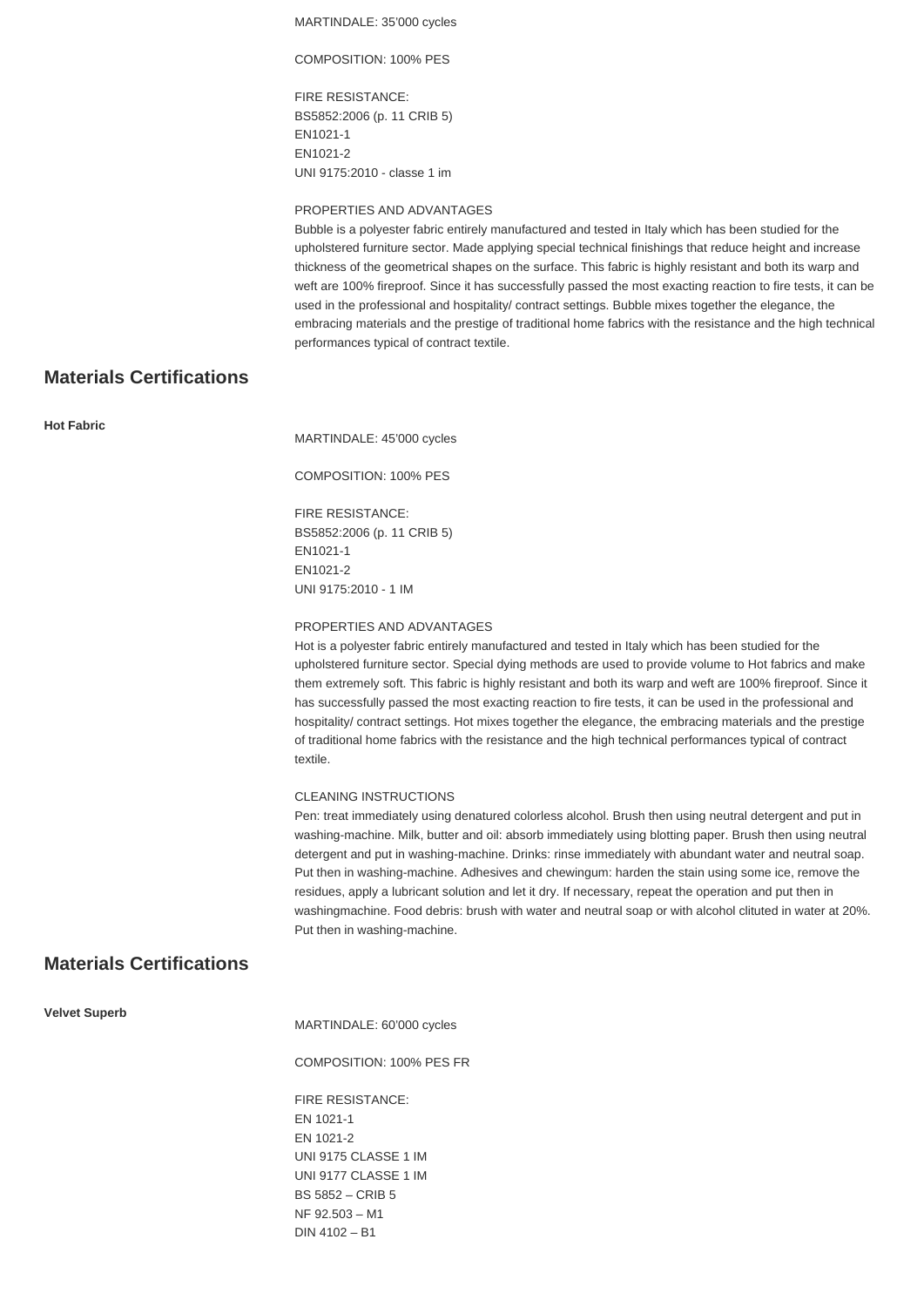MARTINDALE: 35'000 cycles

COMPOSITION: 100% PES

FIRE RESISTANCE:
BS5852:2006 (p. 11 CRIB 5)
EN1021-1
EN1021-2
UNI 9175:2010 - classe 1 im

PROPERTIES AND ADVANTAGES
Bubble is a polyester fabric entirely manufactured and tested in Italy which has been studied for the upholstered furniture sector. Made applying special technical finishings that reduce height and increase thickness of the geometrical shapes on the surface. This fabric is highly resistant and both its warp and weft are 100% fireproof. Since it has successfully passed the most exacting reaction to fire tests, it can be used in the professional and hospitality/ contract settings. Bubble mixes together the elegance, the embracing materials and the prestige of traditional home fabrics with the resistance and the high technical performances typical of contract textile.

## Materials Certifications

**Hot Fabric**

MARTINDALE: 45'000 cycles

COMPOSITION: 100% PES

FIRE RESISTANCE:
BS5852:2006 (p. 11 CRIB 5)
EN1021-1
EN1021-2
UNI 9175:2010 - 1 IM

PROPERTIES AND ADVANTAGES
Hot is a polyester fabric entirely manufactured and tested in Italy which has been studied for the upholstered furniture sector. Special dying methods are used to provide volume to Hot fabrics and make them extremely soft. This fabric is highly resistant and both its warp and weft are 100% fireproof. Since it has successfully passed the most exacting reaction to fire tests, it can be used in the professional and hospitality/ contract settings. Hot mixes together the elegance, the embracing materials and the prestige of traditional home fabrics with the resistance and the high technical performances typical of contract textile.

CLEANING INSTRUCTIONS
Pen: treat immediately using denatured colorless alcohol. Brush then using neutral detergent and put in washing-machine. Milk, butter and oil: absorb immediately using blotting paper. Brush then using neutral detergent and put in washing-machine. Drinks: rinse immediately with abundant water and neutral soap. Put then in washing-machine. Adhesives and chewingum: harden the stain using some ice, remove the residues, apply a lubricant solution and let it dry. If necessary, repeat the operation and put then in washingmachine. Food debris: brush with water and neutral soap or with alcohol clituted in water at 20%. Put then in washing-machine.

## Materials Certifications

**Velvet Superb**

MARTINDALE: 60'000 cycles

COMPOSITION: 100% PES FR

FIRE RESISTANCE:
EN 1021-1
EN 1021-2
UNI 9175 CLASSE 1 IM
UNI 9177 CLASSE 1 IM
BS 5852 – CRIB 5
NF 92.503 – M1
DIN 4102 – B1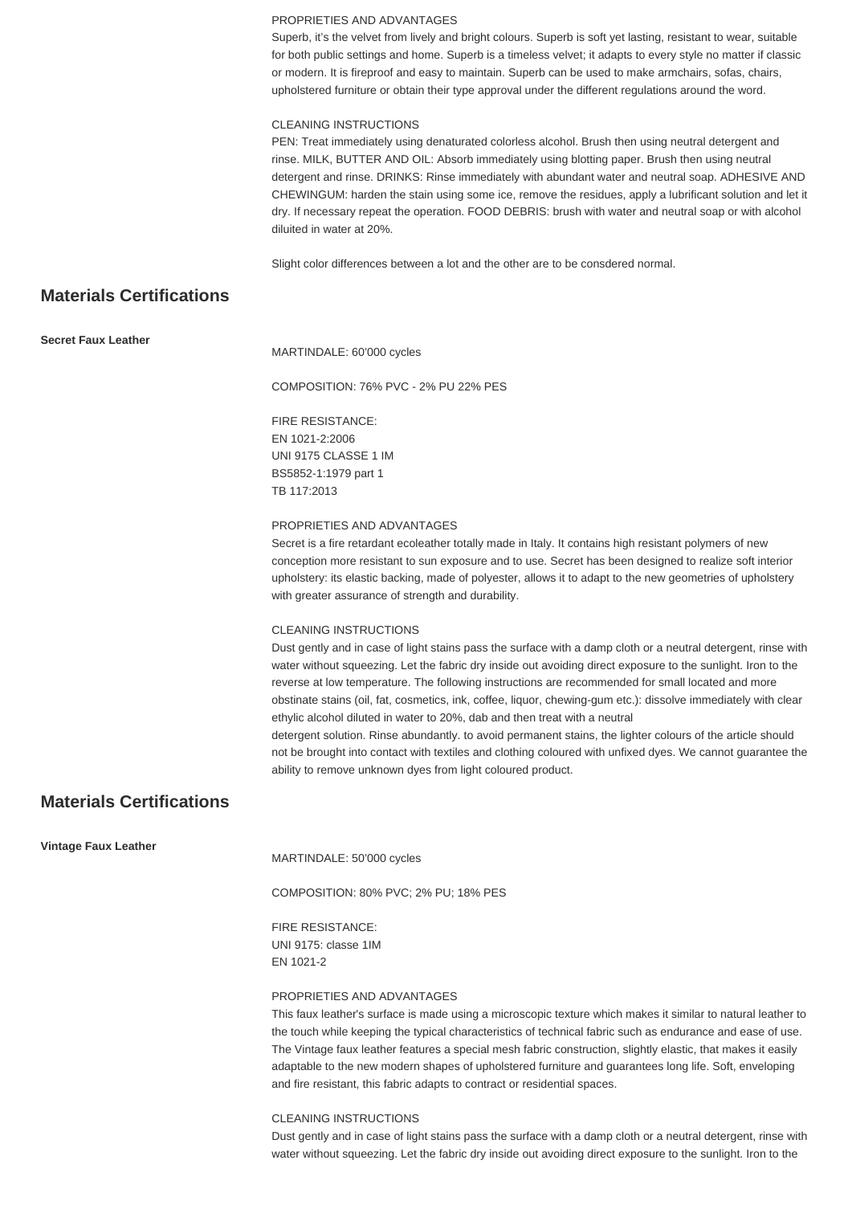PROPRIETIES AND ADVANTAGES
Superb, it's the velvet from lively and bright colours. Superb is soft yet lasting, resistant to wear, suitable for both public settings and home. Superb is a timeless velvet; it adapts to every style no matter if classic or modern. It is fireproof and easy to maintain. Superb can be used to make armchairs, sofas, chairs, upholstered furniture or obtain their type approval under the different regulations around the word.

CLEANING INSTRUCTIONS
PEN: Treat immediately using denaturated colorless alcohol. Brush then using neutral detergent and rinse. MILK, BUTTER AND OIL: Absorb immediately using blotting paper. Brush then using neutral detergent and rinse. DRINKS: Rinse immediately with abundant water and neutral soap. ADHESIVE AND CHEWINGUM: harden the stain using some ice, remove the residues, apply a lubrificant solution and let it dry. If necessary repeat the operation. FOOD DEBRIS: brush with water and neutral soap or with alcohol diluited in water at 20%.

Slight color differences between a lot and the other are to be consdered normal.

## Materials Certifications

**Secret Faux Leather**

MARTINDALE: 60'000 cycles

COMPOSITION: 76% PVC - 2% PU 22% PES

FIRE RESISTANCE:
EN 1021-2:2006
UNI 9175 CLASSE 1 IM
BS5852-1:1979 part 1
TB 117:2013

PROPRIETIES AND ADVANTAGES
Secret is a fire retardant ecoleather totally made in Italy. It contains high resistant polymers of new conception more resistant to sun exposure and to use. Secret has been designed to realize soft interior upholstery: its elastic backing, made of polyester, allows it to adapt to the new geometries of upholstery with greater assurance of strength and durability.

CLEANING INSTRUCTIONS
Dust gently and in case of light stains pass the surface with a damp cloth or a neutral detergent, rinse with water without squeezing. Let the fabric dry inside out avoiding direct exposure to the sunlight. Iron to the reverse at low temperature. The following instructions are recommended for small located and more obstinate stains (oil, fat, cosmetics, ink, coffee, liquor, chewing-gum etc.): dissolve immediately with clear ethylic alcohol diluted in water to 20%, dab and then treat with a neutral
detergent solution. Rinse abundantly. to avoid permanent stains, the lighter colours of the article should not be brought into contact with textiles and clothing coloured with unfixed dyes. We cannot guarantee the ability to remove unknown dyes from light coloured product.

## Materials Certifications

**Vintage Faux Leather**

MARTINDALE: 50'000 cycles

COMPOSITION: 80% PVC; 2% PU; 18% PES

FIRE RESISTANCE:
UNI 9175: classe 1IM
EN 1021-2

PROPRIETIES AND ADVANTAGES
This faux leather's surface is made using a microscopic texture which makes it similar to natural leather to the touch while keeping the typical characteristics of technical fabric such as endurance and ease of use. The Vintage faux leather features a special mesh fabric construction, slightly elastic, that makes it easily adaptable to the new modern shapes of upholstered furniture and guarantees long life. Soft, enveloping and fire resistant, this fabric adapts to contract or residential spaces.

CLEANING INSTRUCTIONS
Dust gently and in case of light stains pass the surface with a damp cloth or a neutral detergent, rinse with water without squeezing. Let the fabric dry inside out avoiding direct exposure to the sunlight. Iron to the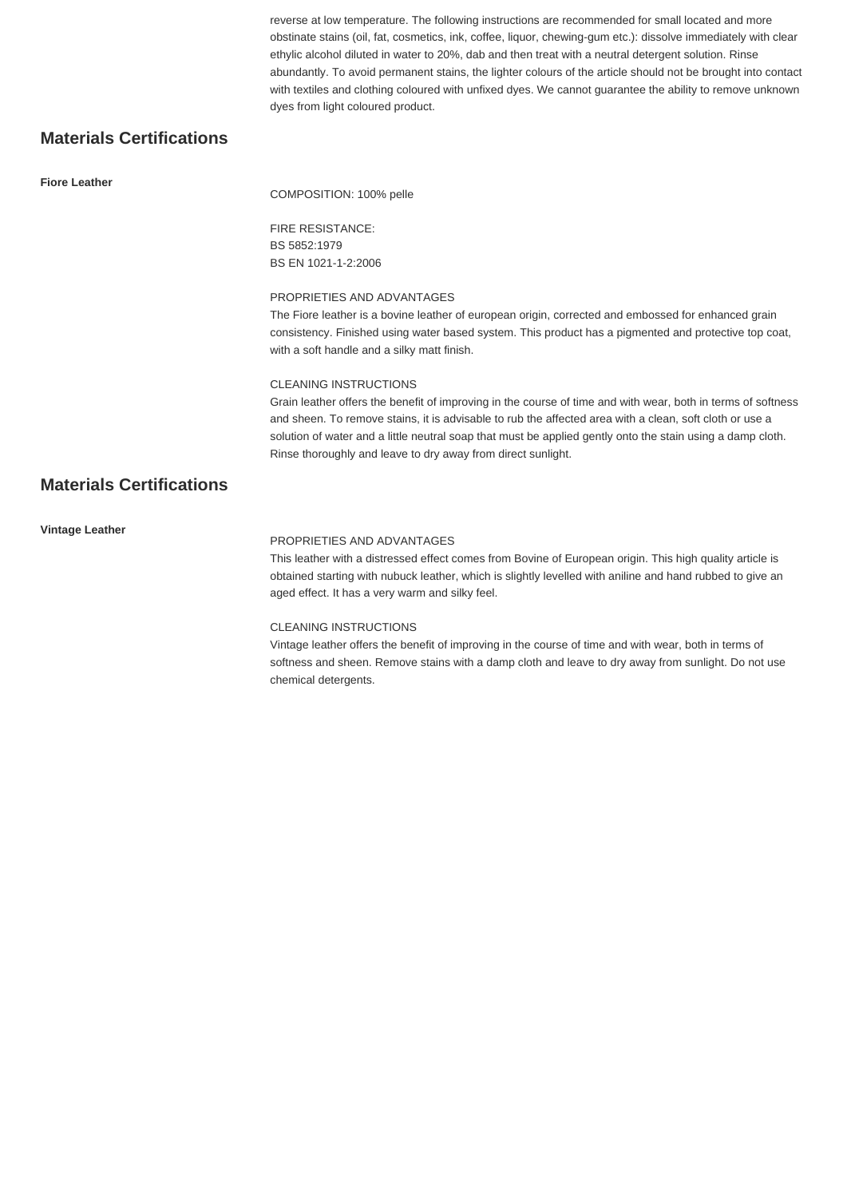reverse at low temperature. The following instructions are recommended for small located and more obstinate stains (oil, fat, cosmetics, ink, coffee, liquor, chewing-gum etc.): dissolve immediately with clear ethylic alcohol diluted in water to 20%, dab and then treat with a neutral detergent solution. Rinse abundantly. To avoid permanent stains, the lighter colours of the article should not be brought into contact with textiles and clothing coloured with unfixed dyes. We cannot guarantee the ability to remove unknown dyes from light coloured product.

## Materials Certifications

**Fiore Leather**

COMPOSITION: 100% pelle

FIRE RESISTANCE:
BS 5852:1979
BS EN 1021-1-2:2006

PROPRIETIES AND ADVANTAGES
The Fiore leather is a bovine leather of european origin, corrected and embossed for enhanced grain consistency. Finished using water based system. This product has a pigmented and protective top coat, with a soft handle and a silky matt finish.

CLEANING INSTRUCTIONS
Grain leather offers the benefit of improving in the course of time and with wear, both in terms of softness and sheen. To remove stains, it is advisable to rub the affected area with a clean, soft cloth or use a solution of water and a little neutral soap that must be applied gently onto the stain using a damp cloth. Rinse thoroughly and leave to dry away from direct sunlight.

## Materials Certifications

**Vintage Leather**

PROPRIETIES AND ADVANTAGES
This leather with a distressed effect comes from Bovine of European origin. This high quality article is obtained starting with nubuck leather, which is slightly levelled with aniline and hand rubbed to give an aged effect. It has a very warm and silky feel.

CLEANING INSTRUCTIONS
Vintage leather offers the benefit of improving in the course of time and with wear, both in terms of softness and sheen. Remove stains with a damp cloth and leave to dry away from sunlight. Do not use chemical detergents.